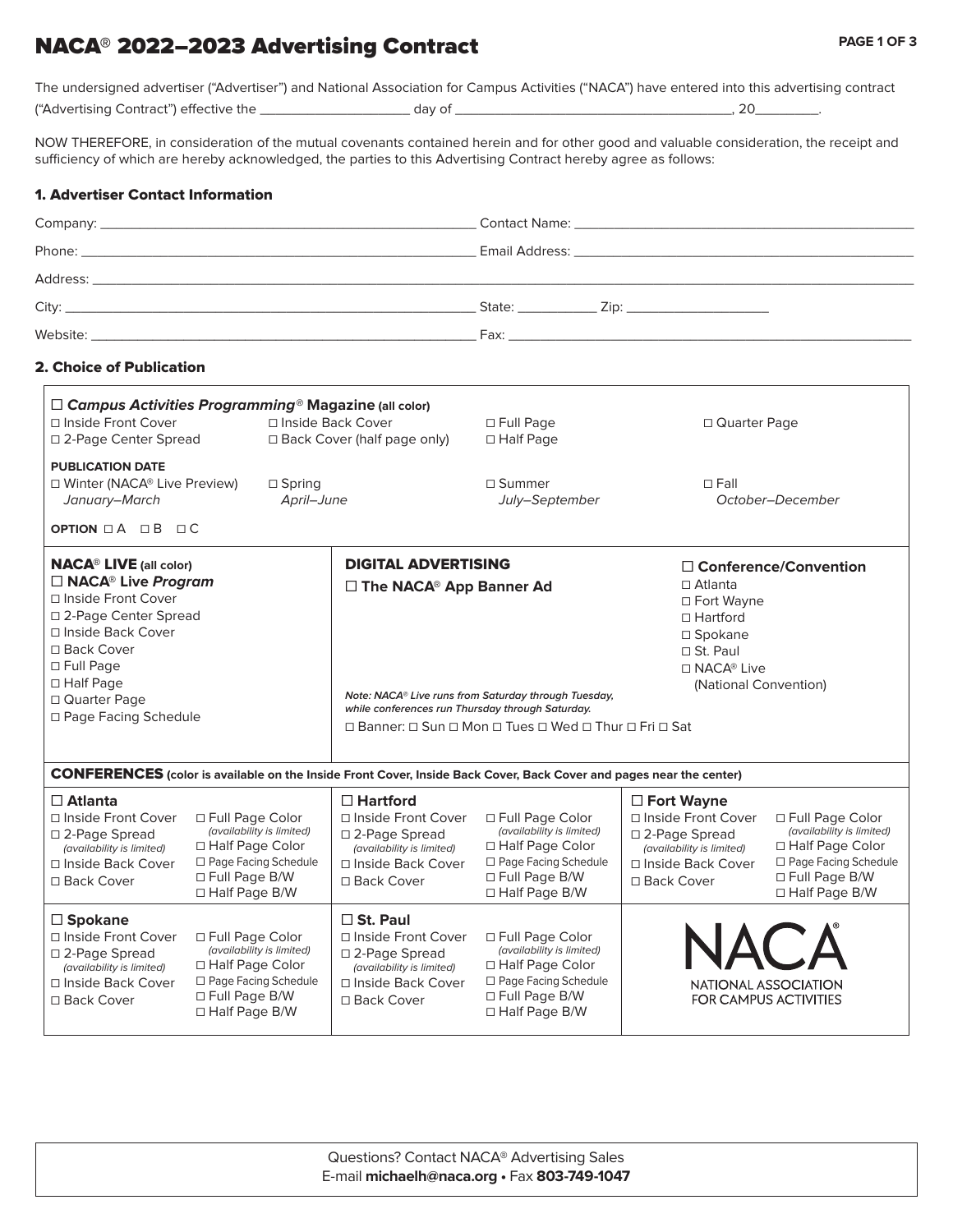# NACA® 2022–2023 Advertising Contract

The undersigned advertiser ("Advertiser") and National Association for Campus Activities ("NACA") have entered into this advertising contract ("Advertising Contract") effective the ____________________ day of _____________________________________, 20_________.

NOW THEREFORE, in consideration of the mutual covenants contained herein and for other good and valuable consideration, the receipt and sufficiency of which are hereby acknowledged, the parties to this Advertising Contract hereby agree as follows:

## 1. Advertiser Contact Information

Company: ____________________________________________ Contact Name: ____________________________________________

Phone: ____________________________________________ Email Address: ____________________________________________

Address: ________________________________________________________________________________________

City: ____________________________________________ State: ___________ Zip: ____________________

Website: ____________________________________________ Fax: ____________________________________________

## 2. Choice of Publication

☐ ***Campus Activities Programming*® Magazine** (all color)

- ☐ Inside Front Cover
- ☐ 2-Page Center Spread
- ☐ Inside Back Cover
- ☐ Back Cover (half page only)
- ☐ Full Page
- ☐ Half Page
- ☐ Quarter Page

**PUBLICATION DATE**

- ☐ Winter (NACA® Live Preview) *January–March*
- ☐ Spring *April–June*
- ☐ Summer *July–September*
- ☐ Fall *October–December*

**OPTION** ☐ A ☐ B ☐ C

**NACA® LIVE** (all color)

☐ **NACA® Live *Program***

- ☐ Inside Front Cover
- ☐ 2-Page Center Spread
- ☐ Inside Back Cover
- ☐ Back Cover
- ☐ Full Page
- ☐ Half Page
- ☐ Quarter Page
- ☐ Page Facing Schedule

**DIGITAL ADVERTISING**

☐ **The NACA® App Banner Ad**

☐ **Conference/Convention**

- ☐ Atlanta
- ☐ Fort Wayne
- ☐ Hartford
- ☐ Spokane
- ☐ St. Paul
- ☐ NACA® Live (National Convention)

***Note:** NACA® Live runs from Saturday through Tuesday, while conferences run Thursday through Saturday.*

☐ Banner: ☐ Sun ☐ Mon ☐ Tues ☐ Wed ☐ Thur ☐ Fri ☐ Sat

**CONFERENCES** (color is available on the Inside Front Cover, Inside Back Cover, Back Cover and pages near the center)

☐ **Atlanta**

- ☐ Inside Front Cover
- ☐ 2-Page Spread *(availability is limited)*
- ☐ Inside Back Cover
- ☐ Back Cover
- ☐ Full Page Color *(availability is limited)*
- ☐ Half Page Color
- ☐ Page Facing Schedule
- ☐ Full Page B/W
- ☐ Half Page B/W

☐ **Hartford**

- ☐ Inside Front Cover
- ☐ 2-Page Spread *(availability is limited)*
- ☐ Inside Back Cover
- ☐ Back Cover
- ☐ Full Page Color *(availability is limited)*
- ☐ Half Page Color
- ☐ Page Facing Schedule
- ☐ Full Page B/W
- ☐ Half Page B/W

☐ **Fort Wayne**

- ☐ Inside Front Cover
- ☐ 2-Page Spread *(availability is limited)*
- ☐ Inside Back Cover
- ☐ Back Cover
- ☐ Full Page Color *(availability is limited)*
- ☐ Half Page Color
- ☐ Page Facing Schedule
- ☐ Full Page B/W
- ☐ Half Page B/W

☐ **Spokane**

- ☐ Inside Front Cover
- ☐ 2-Page Spread *(availability is limited)*
- ☐ Inside Back Cover
- ☐ Back Cover
- ☐ Full Page Color *(availability is limited)*
- ☐ Half Page Color
- ☐ Page Facing Schedule
- ☐ Full Page B/W
- ☐ Half Page B/W

☐ **St. Paul**

- ☐ Inside Front Cover
- ☐ 2-Page Spread *(availability is limited)*
- ☐ Inside Back Cover
- ☐ Back Cover
- ☐ Full Page Color *(availability is limited)*
- ☐ Half Page Color
- ☐ Page Facing Schedule
- ☐ Full Page B/W
- ☐ Half Page B/W

NACA® NATIONAL ASSOCIATION FOR CAMPUS ACTIVITIES

Questions? Contact NACA® Advertising Sales
E-mail **michaelh@naca.org** • Fax **803-749-1047**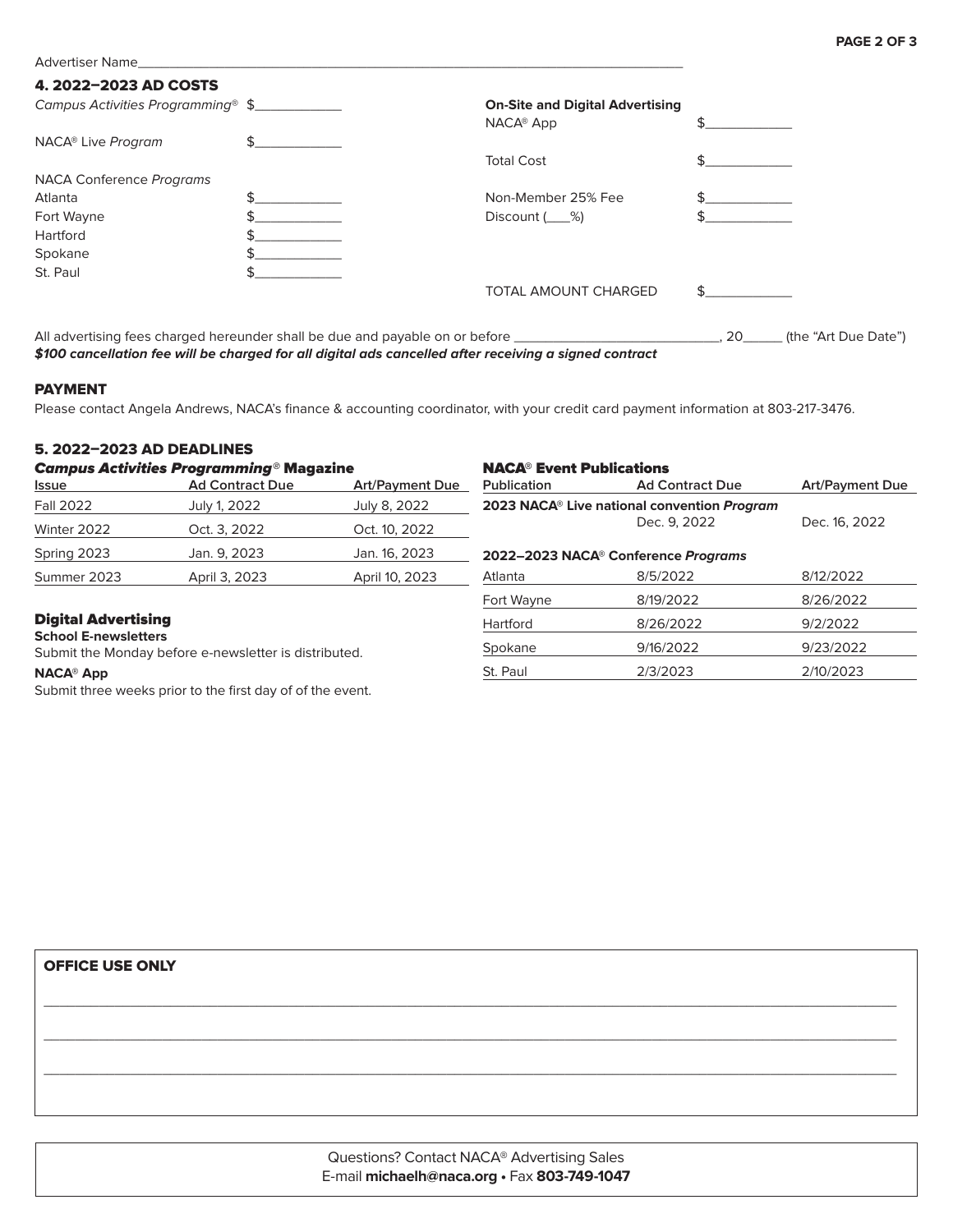Advertiser Name\_\_\_\_\_\_\_\_\_\_\_\_\_\_\_\_\_\_\_\_\_\_\_\_\_\_\_\_\_\_\_\_\_\_\_\_\_\_\_\_\_\_\_\_\_\_\_\_\_\_\_\_\_\_\_\_\_\_\_\_

## 4. 2022–2023 AD COSTS

*Campus Activities Programming*® $\_\_\_\_\_\_\_\_\_\_

NACA® Live *Program* $\_\_\_\_\_\_\_\_\_\_

NACA Conference *Programs*

| | |
|---|---|
| Atlanta | $\_\_\_\_\_\_\_\_\_\_ |
| Fort Wayne | $\_\_\_\_\_\_\_\_\_\_ |
| Hartford | $\_\_\_\_\_\_\_\_\_\_ |
| Spokane | $\_\_\_\_\_\_\_\_\_\_ |
| St. Paul | $\_\_\_\_\_\_\_\_\_\_ |

**On-Site and Digital Advertising**

| | |
|---|---|
| NACA® App | $\_\_\_\_\_\_\_\_\_\_ |
| Total Cost | $\_\_\_\_\_\_\_\_\_\_ |
| Non-Member 25% Fee | $\_\_\_\_\_\_\_\_\_\_ |
| Discount (\_\_\_%) | $\_\_\_\_\_\_\_\_\_\_ |
| TOTAL AMOUNT CHARGED | $\_\_\_\_\_\_\_\_\_\_ |

All advertising fees charged hereunder shall be due and payable on or before \_\_\_\_\_\_\_\_\_\_\_\_\_\_\_\_\_\_\_\_\_\_\_\_, 20\_\_\_\_\_ (the "Art Due Date")

***$100 cancellation fee will be charged for all digital ads cancelled after receiving a signed contract***

## PAYMENT

Please contact Angela Andrews, NACA's finance & accounting coordinator, with your credit card payment information at 803-217-3476.

## 5. 2022–2023 AD DEADLINES

### *Campus Activities Programming*® Magazine

| Issue | Ad Contract Due | Art/Payment Due |
|---|---|---|
| Fall 2022 | July 1, 2022 | July 8, 2022 |
| Winter 2022 | Oct. 3, 2022 | Oct. 10, 2022 |
| Spring 2023 | Jan. 9, 2023 | Jan. 16, 2023 |
| Summer 2023 | April 3, 2023 | April 10, 2023 |

### Digital Advertising

**School E-newsletters**

Submit the Monday before e-newsletter is distributed.

**NACA® App**

Submit three weeks prior to the first day of of the event.

### NACA® Event Publications

| Publication | Ad Contract Due | Art/Payment Due |
|---|---|---|
| **2023 NACA® Live national convention *Program*** | Dec. 9, 2022 | Dec. 16, 2022 |
| **2022–2023 NACA® Conference *Programs*** | | |
| Atlanta | 8/5/2022 | 8/12/2022 |
| Fort Wayne | 8/19/2022 | 8/26/2022 |
| Hartford | 8/26/2022 | 9/2/2022 |
| Spokane | 9/16/2022 | 9/23/2022 |
| St. Paul | 2/3/2023 | 2/10/2023 |

**OFFICE USE ONLY**

\_\_\_\_\_\_\_\_\_\_\_\_\_\_\_\_\_\_\_\_\_\_\_\_\_\_\_\_\_\_\_\_\_\_\_\_\_\_\_\_\_\_\_\_\_\_\_\_\_\_\_\_\_\_\_\_\_\_\_\_

\_\_\_\_\_\_\_\_\_\_\_\_\_\_\_\_\_\_\_\_\_\_\_\_\_\_\_\_\_\_\_\_\_\_\_\_\_\_\_\_\_\_\_\_\_\_\_\_\_\_\_\_\_\_\_\_\_\_\_\_

\_\_\_\_\_\_\_\_\_\_\_\_\_\_\_\_\_\_\_\_\_\_\_\_\_\_\_\_\_\_\_\_\_\_\_\_\_\_\_\_\_\_\_\_\_\_\_\_\_\_\_\_\_\_\_\_\_\_\_\_

Questions? Contact NACA® Advertising Sales
E-mail **michaelh@naca.org** • Fax **803-749-1047**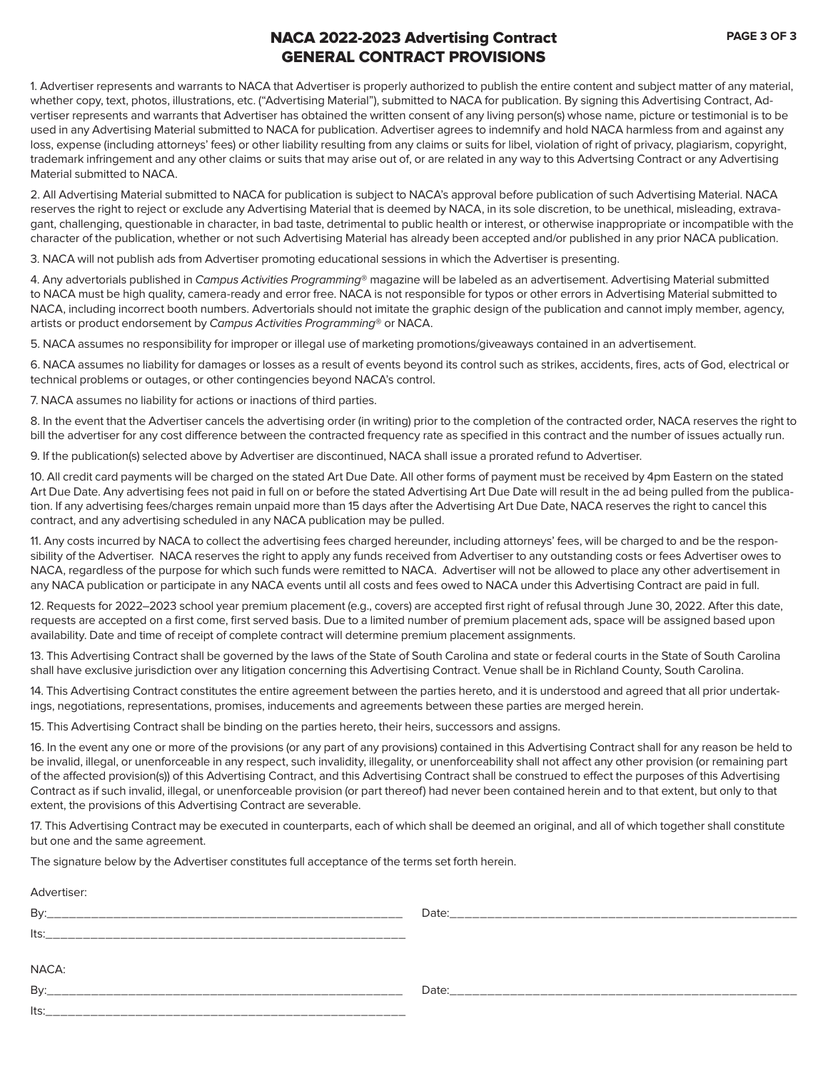# NACA 2022-2023 Advertising Contract
## GENERAL CONTRACT PROVISIONS

1. Advertiser represents and warrants to NACA that Advertiser is properly authorized to publish the entire content and subject matter of any material, whether copy, text, photos, illustrations, etc. ("Advertising Material"), submitted to NACA for publication. By signing this Advertising Contract, Advertiser represents and warrants that Advertiser has obtained the written consent of any living person(s) whose name, picture or testimonial is to be used in any Advertising Material submitted to NACA for publication. Advertiser agrees to indemnify and hold NACA harmless from and against any loss, expense (including attorneys' fees) or other liability resulting from any claims or suits for libel, violation of right of privacy, plagiarism, copyright, trademark infringement and any other claims or suits that may arise out of, or are related in any way to this Advertsing Contract or any Advertising Material submitted to NACA.

2. All Advertising Material submitted to NACA for publication is subject to NACA's approval before publication of such Advertising Material. NACA reserves the right to reject or exclude any Advertising Material that is deemed by NACA, in its sole discretion, to be unethical, misleading, extravagant, challenging, questionable in character, in bad taste, detrimental to public health or interest, or otherwise inappropriate or incompatible with the character of the publication, whether or not such Advertising Material has already been accepted and/or published in any prior NACA publication.

3. NACA will not publish ads from Advertiser promoting educational sessions in which the Advertiser is presenting.

4. Any advertorials published in *Campus Activities Programming®* magazine will be labeled as an advertisement. Advertising Material submitted to NACA must be high quality, camera-ready and error free. NACA is not responsible for typos or other errors in Advertising Material submitted to NACA, including incorrect booth numbers. Advertorials should not imitate the graphic design of the publication and cannot imply member, agency, artists or product endorsement by *Campus Activities Programming®* or NACA.

5. NACA assumes no responsibility for improper or illegal use of marketing promotions/giveaways contained in an advertisement.

6. NACA assumes no liability for damages or losses as a result of events beyond its control such as strikes, accidents, fires, acts of God, electrical or technical problems or outages, or other contingencies beyond NACA's control.

7. NACA assumes no liability for actions or inactions of third parties.

8. In the event that the Advertiser cancels the advertising order (in writing) prior to the completion of the contracted order, NACA reserves the right to bill the advertiser for any cost difference between the contracted frequency rate as specified in this contract and the number of issues actually run.

9. If the publication(s) selected above by Advertiser are discontinued, NACA shall issue a prorated refund to Advertiser.

10. All credit card payments will be charged on the stated Art Due Date. All other forms of payment must be received by 4pm Eastern on the stated Art Due Date. Any advertising fees not paid in full on or before the stated Advertising Art Due Date will result in the ad being pulled from the publication. If any advertising fees/charges remain unpaid more than 15 days after the Advertising Art Due Date, NACA reserves the right to cancel this contract, and any advertising scheduled in any NACA publication may be pulled.

11. Any costs incurred by NACA to collect the advertising fees charged hereunder, including attorneys' fees, will be charged to and be the responsibility of the Advertiser. NACA reserves the right to apply any funds received from Advertiser to any outstanding costs or fees Advertiser owes to NACA, regardless of the purpose for which such funds were remitted to NACA. Advertiser will not be allowed to place any other advertisement in any NACA publication or participate in any NACA events until all costs and fees owed to NACA under this Advertising Contract are paid in full.

12. Requests for 2022–2023 school year premium placement (e.g., covers) are accepted first right of refusal through June 30, 2022. After this date, requests are accepted on a first come, first served basis. Due to a limited number of premium placement ads, space will be assigned based upon availability. Date and time of receipt of complete contract will determine premium placement assignments.

13. This Advertising Contract shall be governed by the laws of the State of South Carolina and state or federal courts in the State of South Carolina shall have exclusive jurisdiction over any litigation concerning this Advertising Contract. Venue shall be in Richland County, South Carolina.

14. This Advertising Contract constitutes the entire agreement between the parties hereto, and it is understood and agreed that all prior undertakings, negotiations, representations, promises, inducements and agreements between these parties are merged herein.

15. This Advertising Contract shall be binding on the parties hereto, their heirs, successors and assigns.

16. In the event any one or more of the provisions (or any part of any provisions) contained in this Advertising Contract shall for any reason be held to be invalid, illegal, or unenforceable in any respect, such invalidity, illegality, or unenforceability shall not affect any other provision (or remaining part of the affected provision(s)) of this Advertising Contract, and this Advertising Contract shall be construed to effect the purposes of this Advertising Contract as if such invalid, illegal, or unenforceable provision (or part thereof) had never been contained herein and to that extent, but only to that extent, the provisions of this Advertising Contract are severable.

17. This Advertising Contract may be executed in counterparts, each of which shall be deemed an original, and all of which together shall constitute but one and the same agreement.

The signature below by the Advertiser constitutes full acceptance of the terms set forth herein.

Advertiser:

By:______________________________________________ Date:______________________________________________

Its:______________________________________________

NACA:

By:______________________________________________ Date:______________________________________________

Its:______________________________________________